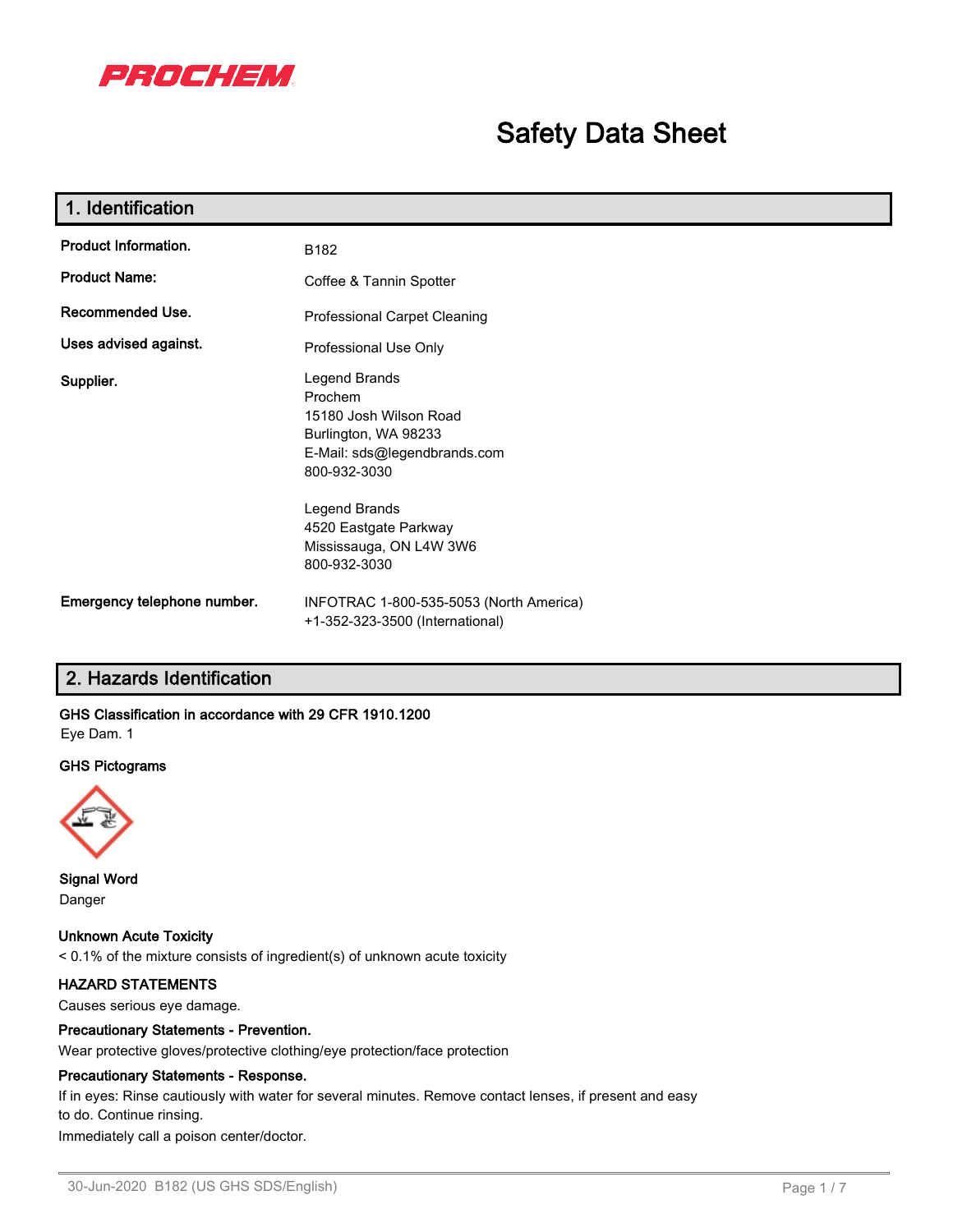PROCHEM

# Safety Data Sheet

## 1. Identification

| | |
|---|---|
| **Product Information.** | B182 |
| **Product Name:** | Coffee & Tannin Spotter |
| **Recommended Use.** | Professional Carpet Cleaning |
| **Uses advised against.** | Professional Use Only |
| **Supplier.** | Legend Brands<br>Prochem<br>15180 Josh Wilson Road<br>Burlington, WA 98233<br>E-Mail: sds@legendbrands.com<br>800-932-3030<br><br>Legend Brands<br>4520 Eastgate Parkway<br>Mississauga, ON L4W 3W6<br>800-932-3030 |
| **Emergency telephone number.** | INFOTRAC 1-800-535-5053 (North America)<br>+1-352-323-3500 (International) |

## 2. Hazards Identification

**GHS Classification in accordance with 29 CFR 1910.1200**

Eye Dam. 1

**GHS Pictograms**

**Signal Word**

Danger

**Unknown Acute Toxicity**

< 0.1% of the mixture consists of ingredient(s) of unknown acute toxicity

**HAZARD STATEMENTS**

Causes serious eye damage.

**Precautionary Statements - Prevention.**

Wear protective gloves/protective clothing/eye protection/face protection

**Precautionary Statements - Response.**

If in eyes: Rinse cautiously with water for several minutes. Remove contact lenses, if present and easy to do. Continue rinsing.

Immediately call a poison center/doctor.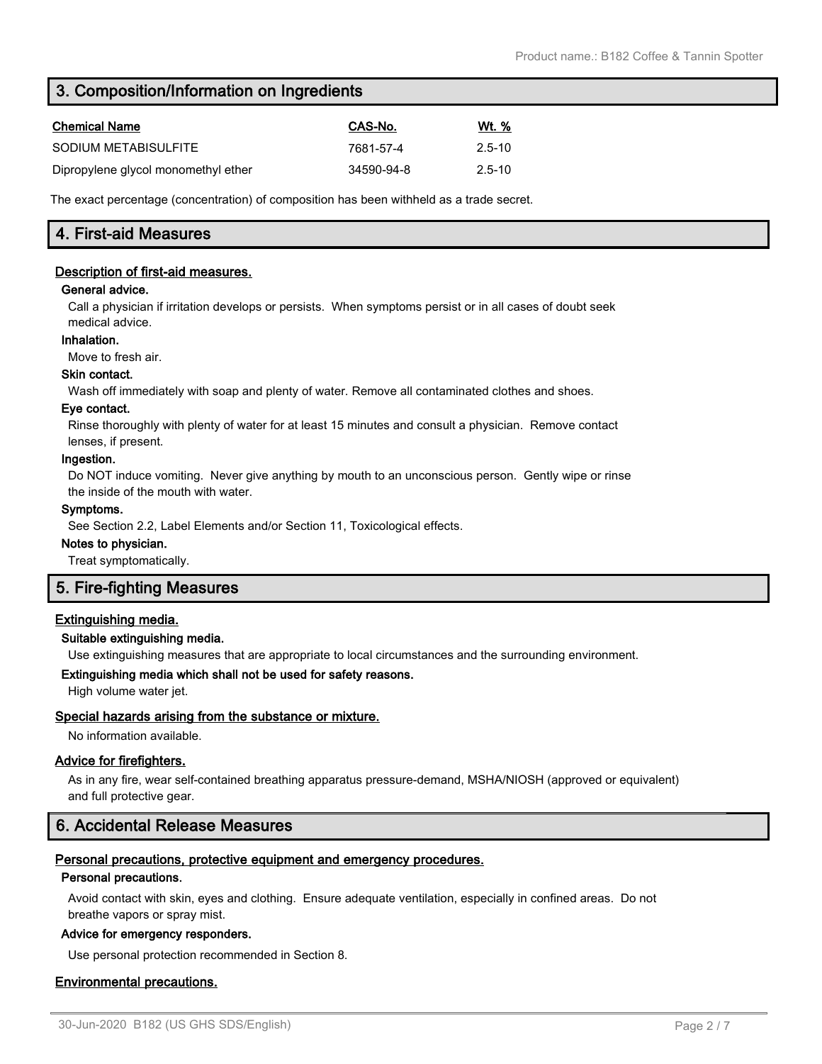## 3. Composition/Information on Ingredients

| Chemical Name | CAS-No. | Wt. % |
| --- | --- | --- |
| SODIUM METABISULFITE | 7681-57-4 | 2.5-10 |
| Dipropylene glycol monomethyl ether | 34590-94-8 | 2.5-10 |

The exact percentage (concentration) of composition has been withheld as a trade secret.

## 4. First-aid Measures

### Description of first-aid measures.

**General advice.**

Call a physician if irritation develops or persists. When symptoms persist or in all cases of doubt seek medical advice.

**Inhalation.**

Move to fresh air.

**Skin contact.**

Wash off immediately with soap and plenty of water. Remove all contaminated clothes and shoes.

**Eye contact.**

Rinse thoroughly with plenty of water for at least 15 minutes and consult a physician. Remove contact lenses, if present.

**Ingestion.**

Do NOT induce vomiting. Never give anything by mouth to an unconscious person. Gently wipe or rinse the inside of the mouth with water.

**Symptoms.**

See Section 2.2, Label Elements and/or Section 11, Toxicological effects.

**Notes to physician.**

Treat symptomatically.

## 5. Fire-fighting Measures

### Extinguishing media.

**Suitable extinguishing media.**

Use extinguishing measures that are appropriate to local circumstances and the surrounding environment.

**Extinguishing media which shall not be used for safety reasons.**

High volume water jet.

### Special hazards arising from the substance or mixture.

No information available.

### Advice for firefighters.

As in any fire, wear self-contained breathing apparatus pressure-demand, MSHA/NIOSH (approved or equivalent) and full protective gear.

## 6. Accidental Release Measures

### Personal precautions, protective equipment and emergency procedures.

**Personal precautions.**

Avoid contact with skin, eyes and clothing. Ensure adequate ventilation, especially in confined areas. Do not breathe vapors or spray mist.

**Advice for emergency responders.**

Use personal protection recommended in Section 8.

### Environmental precautions.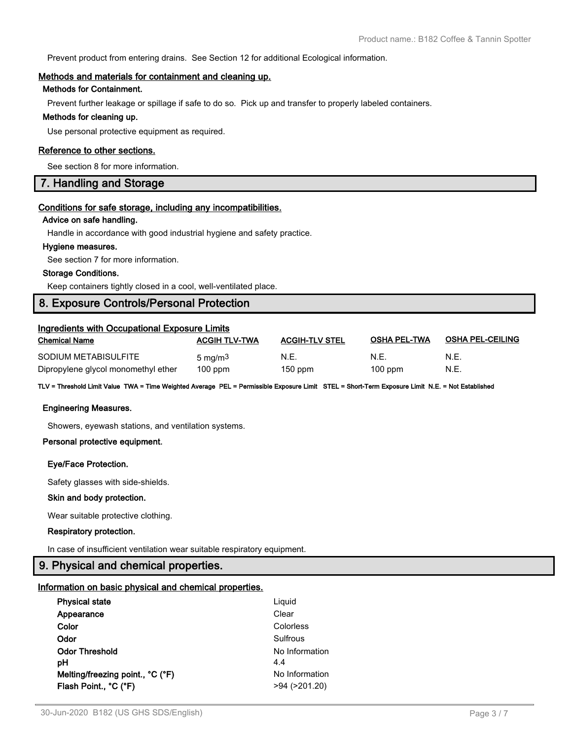Prevent product from entering drains. See Section 12 for additional Ecological information.

### Methods and materials for containment and cleaning up.

**Methods for Containment.**

Prevent further leakage or spillage if safe to do so. Pick up and transfer to properly labeled containers.

**Methods for cleaning up.**

Use personal protective equipment as required.

### Reference to other sections.

See section 8 for more information.

## 7. Handling and Storage

### Conditions for safe storage, including any incompatibilities.

**Advice on safe handling.**

Handle in accordance with good industrial hygiene and safety practice.

**Hygiene measures.**

See section 7 for more information.

**Storage Conditions.**

Keep containers tightly closed in a cool, well-ventilated place.

## 8. Exposure Controls/Personal Protection

### Ingredients with Occupational Exposure Limits

| Chemical Name | ACGIH TLV-TWA | ACGIH-TLV STEL | OSHA PEL-TWA | OSHA PEL-CEILING |
|---|---|---|---|---|
| SODIUM METABISULFITE | 5 $mg/m^3$ | N.E. | N.E. | N.E. |
| Dipropylene glycol monomethyl ether | 100 ppm | 150 ppm | 100 ppm | N.E. |

**TLV = Threshold Limit Value TWA = Time Weighted Average PEL = Permissible Exposure Limit STEL = Short-Term Exposure Limit N.E. = Not Established**

**Engineering Measures.**

Showers, eyewash stations, and ventilation systems.

**Personal protective equipment.**

**Eye/Face Protection.**

Safety glasses with side-shields.

**Skin and body protection.**

Wear suitable protective clothing.

**Respiratory protection.**

In case of insufficient ventilation wear suitable respiratory equipment.

## 9. Physical and chemical properties.

### Information on basic physical and chemical properties.

| | |
|---|---|
| **Physical state** | Liquid |
| **Appearance** | Clear |
| **Color** | Colorless |
| **Odor** | Sulfrous |
| **Odor Threshold** | No Information |
| **pH** | 4.4 |
| **Melting/freezing point., °C (°F)** | No Information |
| **Flash Point., °C (°F)** | >94 (>201.20) |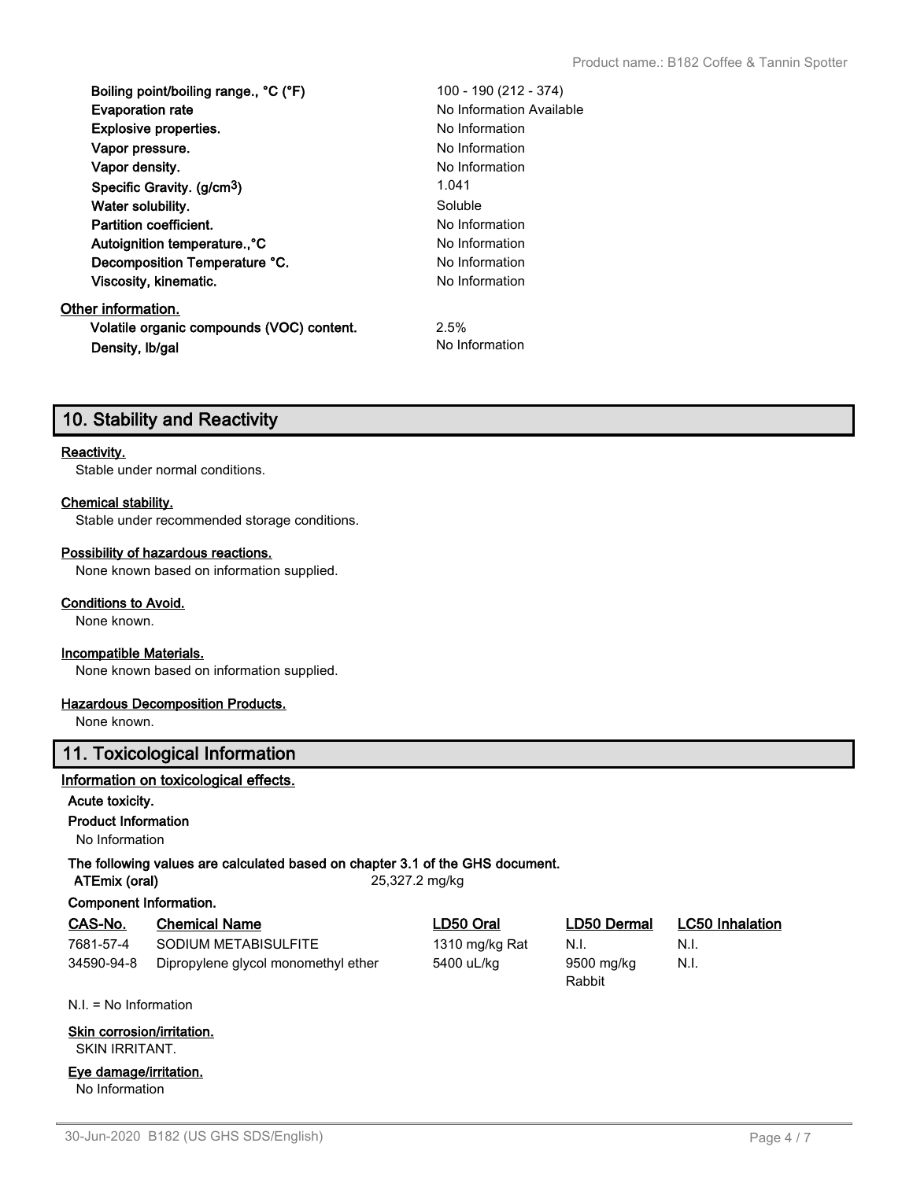| | |
|---|---|
| **Boiling point/boiling range., °C (°F)** | 100 - 190 (212 - 374) |
| **Evaporation rate** | No Information Available |
| **Explosive properties.** | No Information |
| **Vapor pressure.** | No Information |
| **Vapor density.** | No Information |
| **Specific Gravity. (g/cm$^3$)** | 1.041 |
| **Water solubility.** | Soluble |
| **Partition coefficient.** | No Information |
| **Autoignition temperature.,°C** | No Information |
| **Decomposition Temperature °C.** | No Information |
| **Viscosity, kinematic.** | No Information |

**Other information.**

| | |
|---|---|
| **Volatile organic compounds (VOC) content.** | 2.5% |
| **Density, lb/gal** | No Information |

## 10. Stability and Reactivity

**Reactivity.**

Stable under normal conditions.

**Chemical stability.**

Stable under recommended storage conditions.

**Possibility of hazardous reactions.**

None known based on information supplied.

**Conditions to Avoid.**

None known.

**Incompatible Materials.**

None known based on information supplied.

**Hazardous Decomposition Products.**

None known.

## 11. Toxicological Information

**Information on toxicological effects.**

**Acute toxicity.**

**Product Information**

No Information

**The following values are calculated based on chapter 3.1 of the GHS document.**

**ATEmix (oral)** 25,327.2 mg/kg

**Component Information.**

| CAS-No. | Chemical Name | LD50 Oral | LD50 Dermal | LC50 Inhalation |
|---|---|---|---|---|
| 7681-57-4 | SODIUM METABISULFITE | 1310 mg/kg Rat | N.I. | N.I. |
| 34590-94-8 | Dipropylene glycol monomethyl ether | 5400 uL/kg | 9500 mg/kg Rabbit | N.I. |

N.I. = No Information

**Skin corrosion/irritation.**

SKIN IRRITANT.

**Eye damage/irritation.**

No Information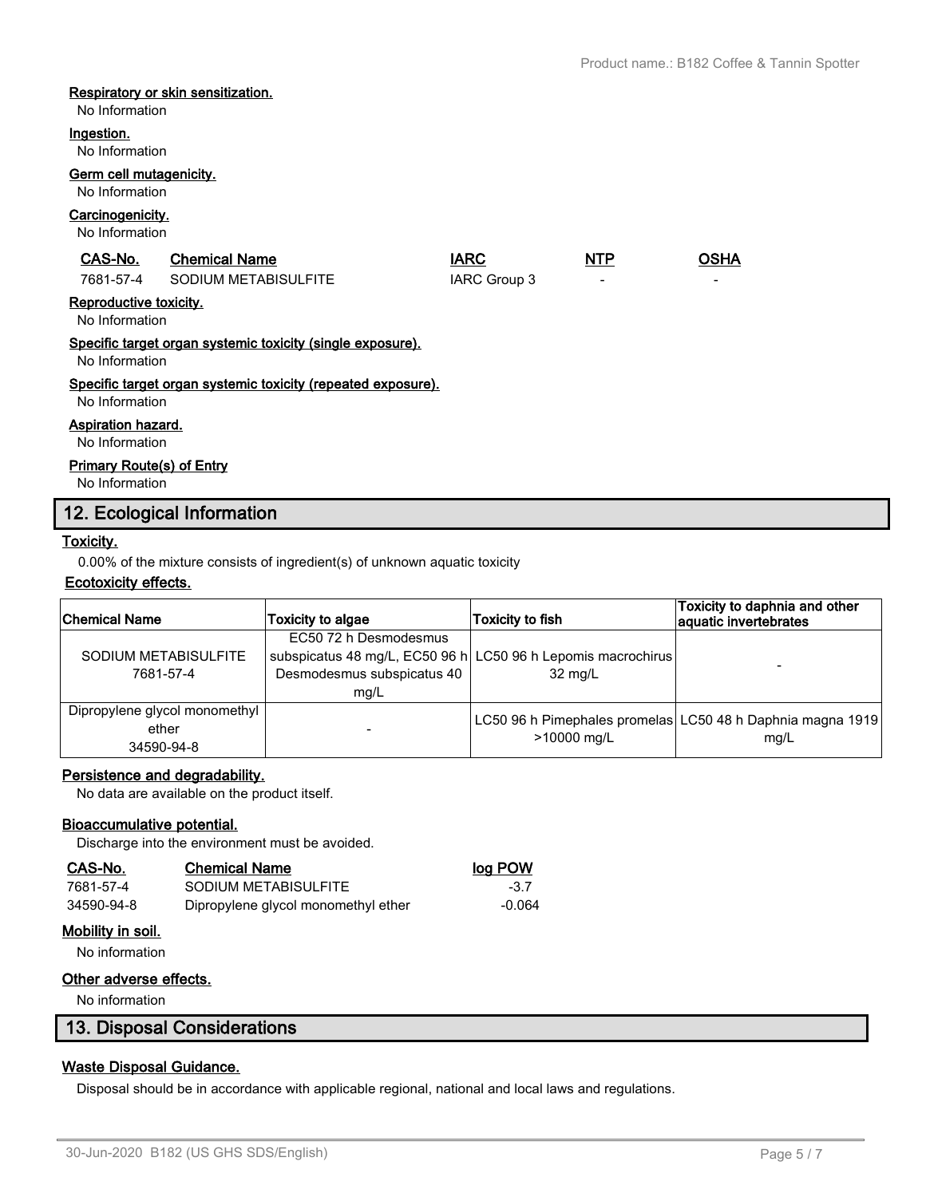#### Respiratory or skin sensitization.

No Information

#### Ingestion.

No Information

#### Germ cell mutagenicity.

No Information

#### Carcinogenicity.

No Information

| CAS-No. | Chemical Name | IARC | NTP | OSHA |
|---|---|---|---|---|
| 7681-57-4 | SODIUM METABISULFITE | IARC Group 3 | - | - |

#### Reproductive toxicity.

No Information

#### Specific target organ systemic toxicity (single exposure).

No Information

#### Specific target organ systemic toxicity (repeated exposure).

No Information

#### Aspiration hazard.

No Information

#### Primary Route(s) of Entry

No Information

## 12. Ecological Information

#### Toxicity.

0.00% of the mixture consists of ingredient(s) of unknown aquatic toxicity

#### Ecotoxicity effects.

| Chemical Name | Toxicity to algae | Toxicity to fish | Toxicity to daphnia and other aquatic invertebrates |
|---|---|---|---|
| SODIUM METABISULFITE 7681-57-4 | EC50 72 h Desmodesmus subspicatus 48 mg/L, EC50 96 h Desmodesmus subspicatus 40 mg/L | LC50 96 h Lepomis macrochirus 32 mg/L | - |
| Dipropylene glycol monomethyl ether 34590-94-8 | - | LC50 96 h Pimephales promelas >10000 mg/L | LC50 48 h Daphnia magna 1919 mg/L |

#### Persistence and degradability.

No data are available on the product itself.

#### Bioaccumulative potential.

Discharge into the environment must be avoided.

| CAS-No. | Chemical Name | log POW |
|---|---|---|
| 7681-57-4 | SODIUM METABISULFITE | -3.7 |
| 34590-94-8 | Dipropylene glycol monomethyl ether | -0.064 |

#### Mobility in soil.

No information

#### Other adverse effects.

No information

## 13. Disposal Considerations

#### Waste Disposal Guidance.

Disposal should be in accordance with applicable regional, national and local laws and regulations.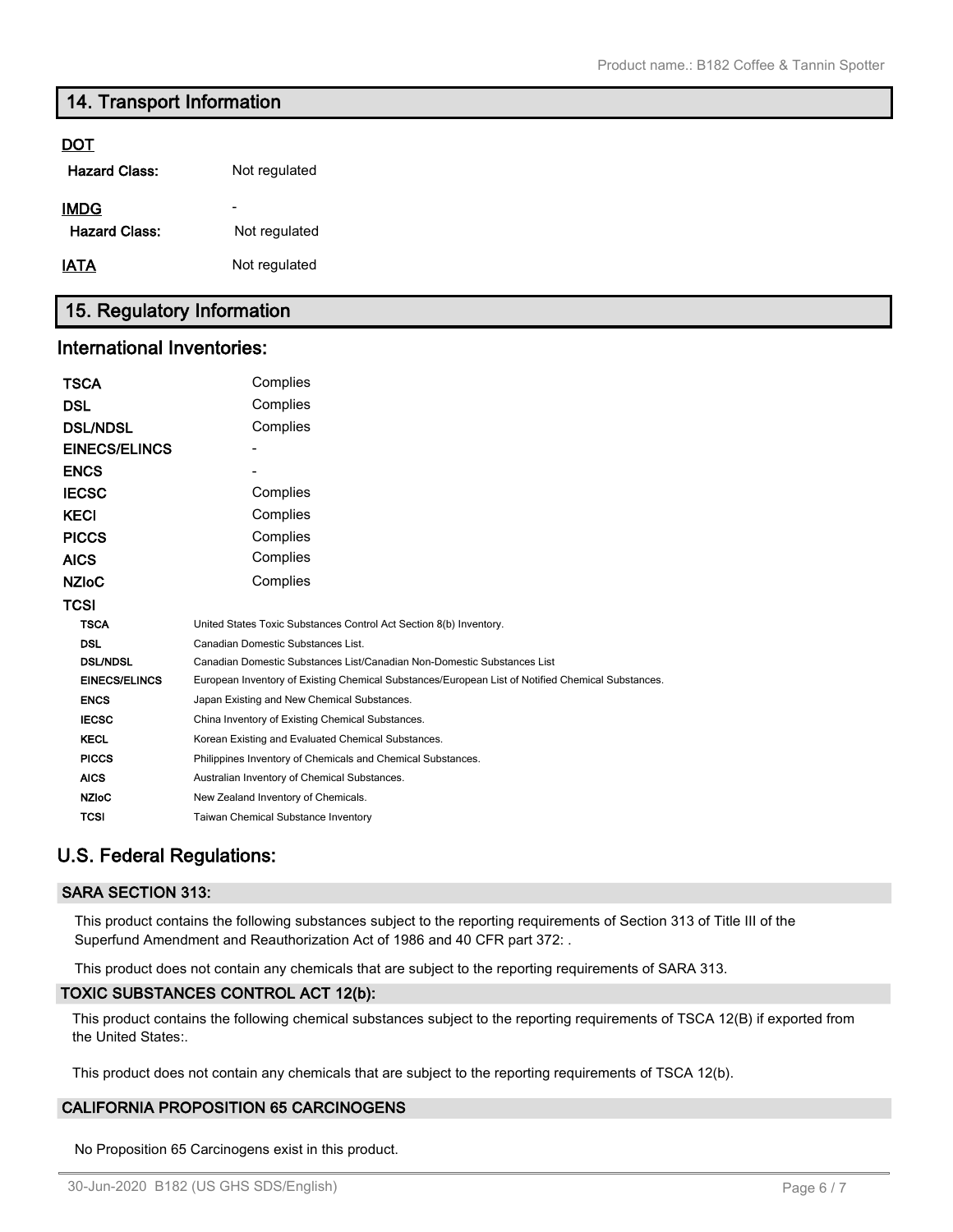## 14. Transport Information

**DOT**

| | |
|---|---|
| **Hazard Class:** | Not regulated |
| **IMDG** | - |
| **Hazard Class:** | Not regulated |
| **IATA** | Not regulated |

## 15. Regulatory Information

### International Inventories:

| | |
|---|---|
| **TSCA** | Complies |
| **DSL** | Complies |
| **DSL/NDSL** | Complies |
| **EINECS/ELINCS** | - |
| **ENCS** | - |
| **IECSC** | Complies |
| **KECI** | Complies |
| **PICCS** | Complies |
| **AICS** | Complies |
| **NZIoC** | Complies |
| **TCSI** | |

| | |
|---|---|
| **TSCA** | United States Toxic Substances Control Act Section 8(b) Inventory. |
| **DSL** | Canadian Domestic Substances List. |
| **DSL/NDSL** | Canadian Domestic Substances List/Canadian Non-Domestic Substances List |
| **EINECS/ELINCS** | European Inventory of Existing Chemical Substances/European List of Notified Chemical Substances. |
| **ENCS** | Japan Existing and New Chemical Substances. |
| **IECSC** | China Inventory of Existing Chemical Substances. |
| **KECL** | Korean Existing and Evaluated Chemical Substances. |
| **PICCS** | Philippines Inventory of Chemicals and Chemical Substances. |
| **AICS** | Australian Inventory of Chemical Substances. |
| **NZIoC** | New Zealand Inventory of Chemicals. |
| **TCSI** | Taiwan Chemical Substance Inventory |

### U.S. Federal Regulations:

#### SARA SECTION 313:

This product contains the following substances subject to the reporting requirements of Section 313 of Title III of the Superfund Amendment and Reauthorization Act of 1986 and 40 CFR part 372: .

This product does not contain any chemicals that are subject to the reporting requirements of SARA 313.

#### TOXIC SUBSTANCES CONTROL ACT 12(b):

This product contains the following chemical substances subject to the reporting requirements of TSCA 12(B) if exported from the United States:.

This product does not contain any chemicals that are subject to the reporting requirements of TSCA 12(b).

#### CALIFORNIA PROPOSITION 65 CARCINOGENS

No Proposition 65 Carcinogens exist in this product.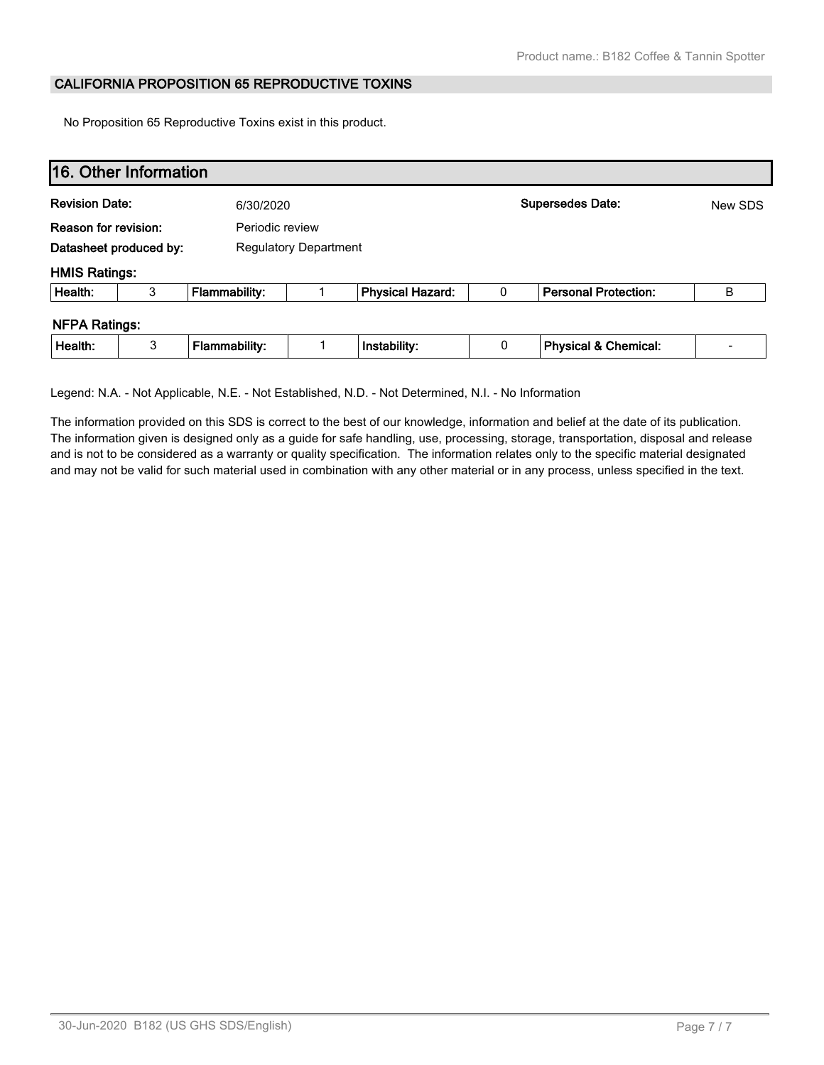### CALIFORNIA PROPOSITION 65 REPRODUCTIVE TOXINS

No Proposition 65 Reproductive Toxins exist in this product.

## 16. Other Information

**Revision Date:** 6/30/2020 **Supersedes Date:** New SDS

**Reason for revision:** Periodic review

**Datasheet produced by:** Regulatory Department

**HMIS Ratings:**

| | | | | | | | |
|---|---|---|---|---|---|---|---|
| **Health:** | 3 | **Flammability:** | 1 | **Physical Hazard:** | 0 | **Personal Protection:** | B |

**NFPA Ratings:**

| | | | | | | | |
|---|---|---|---|---|---|---|---|
| **Health:** | 3 | **Flammability:** | 1 | **Instability:** | 0 | **Physical & Chemical:** | - |

Legend: N.A. - Not Applicable, N.E. - Not Established, N.D. - Not Determined, N.I. - No Information

The information provided on this SDS is correct to the best of our knowledge, information and belief at the date of its publication. The information given is designed only as a guide for safe handling, use, processing, storage, transportation, disposal and release and is not to be considered as a warranty or quality specification. The information relates only to the specific material designated and may not be valid for such material used in combination with any other material or in any process, unless specified in the text.